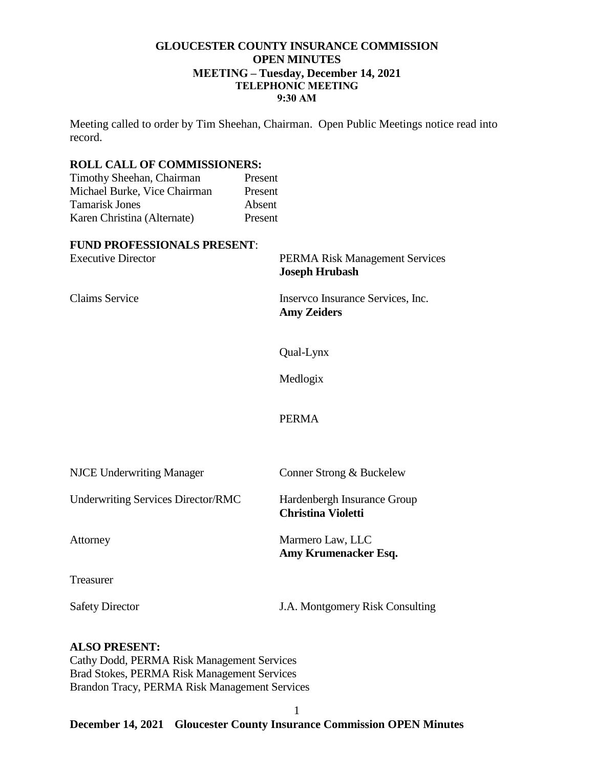**GLOUCESTER COUNTY INSURANCE COMMISSION**
**OPEN MINUTES**
**MEETING – Tuesday, December 14, 2021**
**TELEPHONIC MEETING**
**9:30 AM**

Meeting called to order by Tim Sheehan, Chairman. Open Public Meetings notice read into record.

**ROLL CALL OF COMMISSIONERS:**

| | |
|---|---|
| Timothy Sheehan, Chairman | Present |
| Michael Burke, Vice Chairman | Present |
| Tamarisk Jones | Absent |
| Karen Christina (Alternate) | Present |

**FUND PROFESSIONALS PRESENT**:

| | |
|---|---|
| Executive Director | PERMA Risk Management Services **Joseph Hrubash** |
| Claims Service | Inservco Insurance Services, Inc. **Amy Zeiders** |
| | Qual-Lynx |
| | Medlogix |
| | PERMA |
| NJCE Underwriting Manager | Conner Strong & Buckelew |
| Underwriting Services Director/RMC | Hardenbergh Insurance Group **Christina Violetti** |
| Attorney | Marmero Law, LLC **Amy Krumenacker Esq.** |
| Treasurer | |
| Safety Director | J.A. Montgomery Risk Consulting |

**ALSO PRESENT:**
Cathy Dodd, PERMA Risk Management Services
Brad Stokes, PERMA Risk Management Services
Brandon Tracy, PERMA Risk Management Services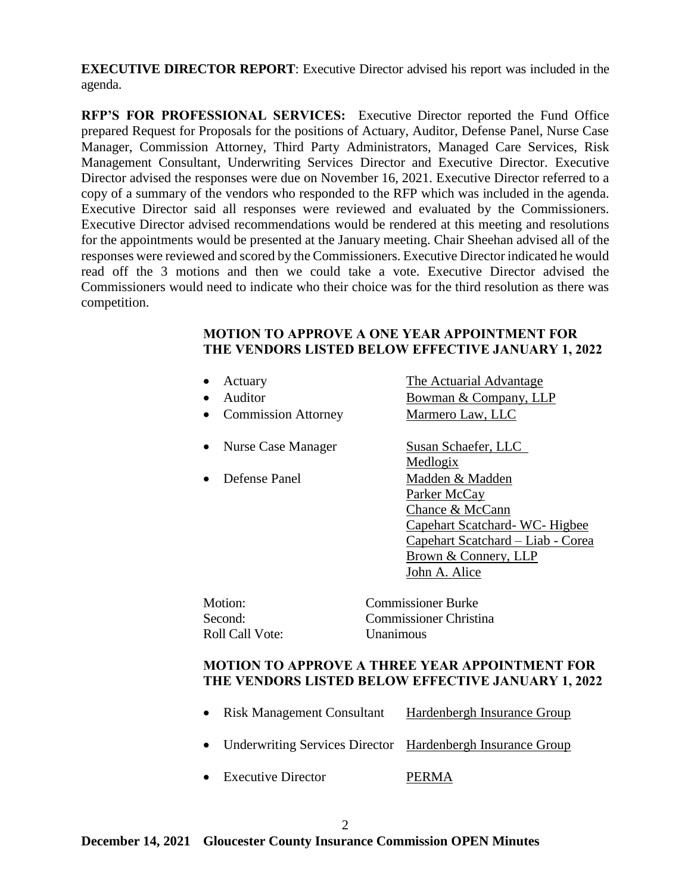**EXECUTIVE DIRECTOR REPORT**: Executive Director advised his report was included in the agenda.

**RFP'S FOR PROFESSIONAL SERVICES:** Executive Director reported the Fund Office prepared Request for Proposals for the positions of Actuary, Auditor, Defense Panel, Nurse Case Manager, Commission Attorney, Third Party Administrators, Managed Care Services, Risk Management Consultant, Underwriting Services Director and Executive Director. Executive Director advised the responses were due on November 16, 2021. Executive Director referred to a copy of a summary of the vendors who responded to the RFP which was included in the agenda. Executive Director said all responses were reviewed and evaluated by the Commissioners. Executive Director advised recommendations would be rendered at this meeting and resolutions for the appointments would be presented at the January meeting. Chair Sheehan advised all of the responses were reviewed and scored by the Commissioners. Executive Director indicated he would read off the 3 motions and then we could take a vote. Executive Director advised the Commissioners would need to indicate who their choice was for the third resolution as there was competition.

**MOTION TO APPROVE A ONE YEAR APPOINTMENT FOR THE VENDORS LISTED BELOW EFFECTIVE JANUARY 1, 2022**

- Actuary — The Actuarial Advantage
- Auditor — Bowman & Company, LLP
- Commission Attorney — Marmero Law, LLC
- Nurse Case Manager — Susan Schaefer, LLC; Medlogix
- Defense Panel — Madden & Madden; Parker McCay; Chance & McCann; Capehart Scatchard- WC- Higbee; Capehart Scatchard – Liab - Corea; Brown & Connery, LLP; John A. Alice

Motion: Commissioner Burke
Second: Commissioner Christina
Roll Call Vote: Unanimous

**MOTION TO APPROVE A THREE YEAR APPOINTMENT FOR THE VENDORS LISTED BELOW EFFECTIVE JANUARY 1, 2022**

- Risk Management Consultant — Hardenbergh Insurance Group
- Underwriting Services Director — Hardenbergh Insurance Group
- Executive Director — PERMA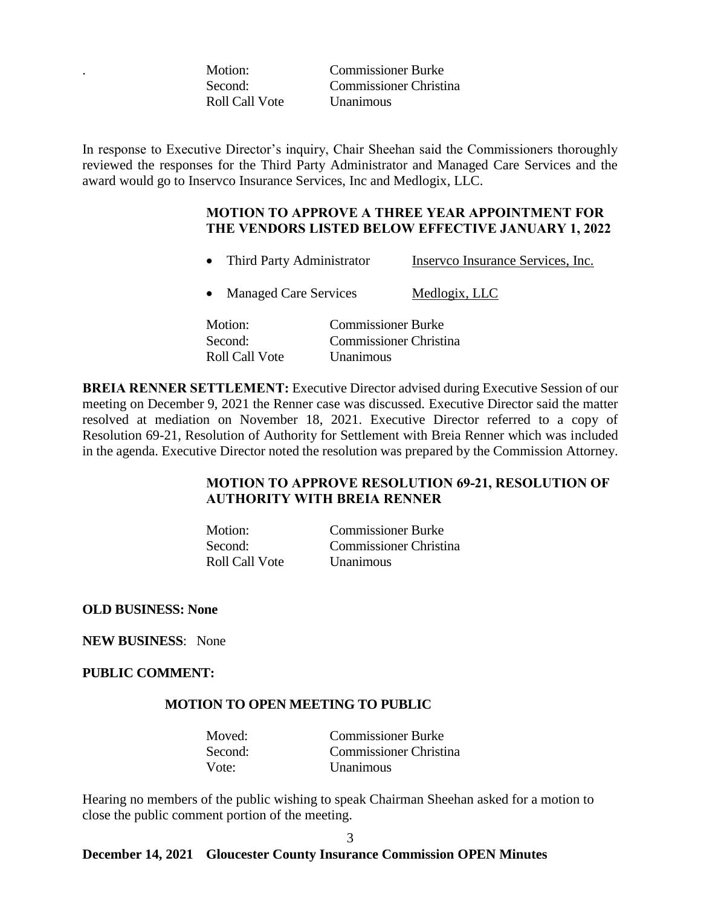| | |
|---|---|
| Motion: | Commissioner Burke |
| Second: | Commissioner Christina |
| Roll Call Vote | Unanimous |

In response to Executive Director's inquiry, Chair Sheehan said the Commissioners thoroughly reviewed the responses for the Third Party Administrator and Managed Care Services and the award would go to Inservco Insurance Services, Inc and Medlogix, LLC.

**MOTION TO APPROVE A THREE YEAR APPOINTMENT FOR THE VENDORS LISTED BELOW EFFECTIVE JANUARY 1, 2022**

- Third Party Administrator — Inservco Insurance Services, Inc.
- Managed Care Services — Medlogix, LLC

| | |
|---|---|
| Motion: | Commissioner Burke |
| Second: | Commissioner Christina |
| Roll Call Vote | Unanimous |

**BREIA RENNER SETTLEMENT:** Executive Director advised during Executive Session of our meeting on December 9, 2021 the Renner case was discussed. Executive Director said the matter resolved at mediation on November 18, 2021. Executive Director referred to a copy of Resolution 69-21, Resolution of Authority for Settlement with Breia Renner which was included in the agenda. Executive Director noted the resolution was prepared by the Commission Attorney.

**MOTION TO APPROVE RESOLUTION 69-21, RESOLUTION OF AUTHORITY WITH BREIA RENNER**

| | |
|---|---|
| Motion: | Commissioner Burke |
| Second: | Commissioner Christina |
| Roll Call Vote | Unanimous |

**OLD BUSINESS: None**

**NEW BUSINESS**: None

**PUBLIC COMMENT:**

**MOTION TO OPEN MEETING TO PUBLIC**

| | |
|---|---|
| Moved: | Commissioner Burke |
| Second: | Commissioner Christina |
| Vote: | Unanimous |

Hearing no members of the public wishing to speak Chairman Sheehan asked for a motion to close the public comment portion of the meeting.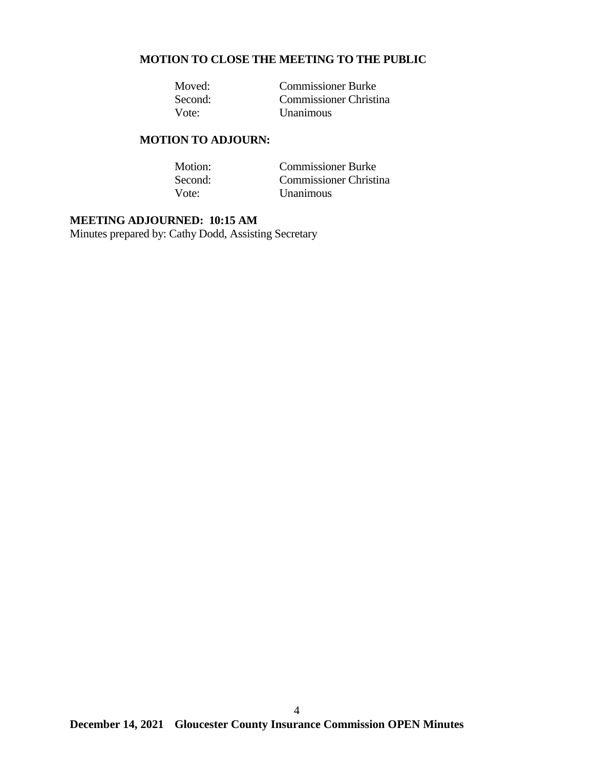**MOTION TO CLOSE THE MEETING TO THE PUBLIC**

| | |
|---|---|
| Moved: | Commissioner Burke |
| Second: | Commissioner Christina |
| Vote: | Unanimous |

**MOTION TO ADJOURN:**

| | |
|---|---|
| Motion: | Commissioner Burke |
| Second: | Commissioner Christina |
| Vote: | Unanimous |

**MEETING ADJOURNED: 10:15 AM**

Minutes prepared by: Cathy Dodd, Assisting Secretary